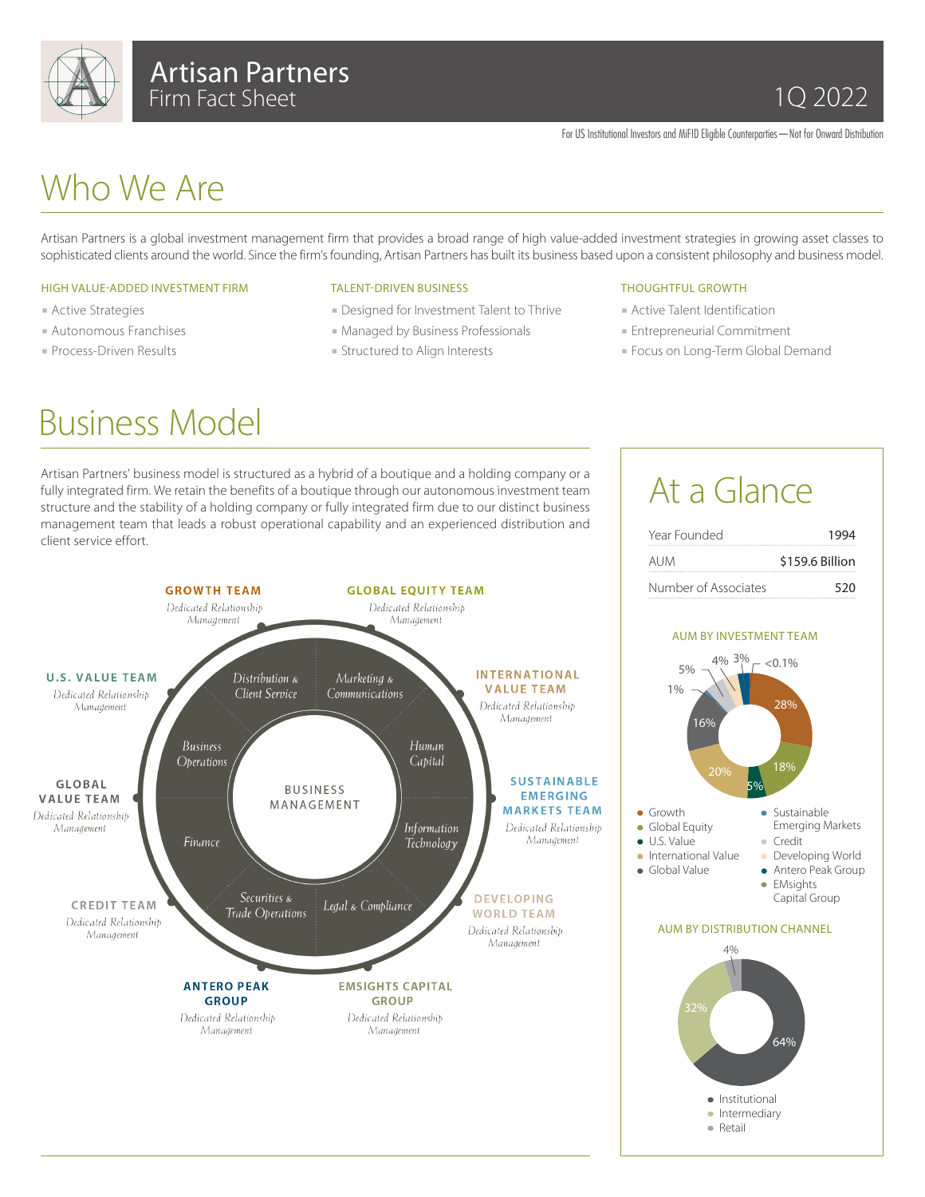# Artisan Partners
Firm Fact Sheet

1Q 2022

For US Institutional Investors and MiFID Eligible Counterparties—Not for Onward Distribution

# Who We Are

Artisan Partners is a global investment management firm that provides a broad range of high value-added investment strategies in growing asset classes to sophisticated clients around the world. Since the firm's founding, Artisan Partners has built its business based upon a consistent philosophy and business model.

### HIGH VALUE-ADDED INVESTMENT FIRM

- Active Strategies
- Autonomous Franchises
- Process-Driven Results

### TALENT-DRIVEN BUSINESS

- Designed for Investment Talent to Thrive
- Managed by Business Professionals
- Structured to Align Interests

### THOUGHTFUL GROWTH

- Active Talent Identification
- Entrepreneurial Commitment
- Focus on Long-Term Global Demand

# Business Model

Artisan Partners' business model is structured as a hybrid of a boutique and a holding company or a fully integrated firm. We retain the benefits of a boutique through our autonomous investment team structure and the stability of a holding company or fully integrated firm due to our distinct business management team that leads a robust operational capability and an experienced distribution and client service effort.

**BUSINESS MANAGEMENT**

- *Distribution & Client Service*
- *Marketing & Communications*
- *Human Capital*
- *Information Technology*
- *Legal & Compliance*
- *Securities & Trade Operations*
- *Finance*
- *Business Operations*

**Investment Teams** (each with *Dedicated Relationship Management*):

- GROWTH TEAM
- GLOBAL EQUITY TEAM
- INTERNATIONAL VALUE TEAM
- SUSTAINABLE EMERGING MARKETS TEAM
- DEVELOPING WORLD TEAM
- EMSIGHTS CAPITAL GROUP
- ANTERO PEAK GROUP
- CREDIT TEAM
- GLOBAL VALUE TEAM
- U.S. VALUE TEAM

# At a Glance

| | |
|---|---|
| Year Founded | 1994 |
| AUM | $159.6 Billion |
| Number of Associates | 520 |

### AUM BY INVESTMENT TEAM

| Team | % |
|---|---|
| Growth | 28% |
| Global Equity | 18% |
| U.S. Value | 5% |
| International Value | 20% |
| Global Value | 16% |
| Sustainable Emerging Markets | 1% |
| Credit | 5% |
| Developing World | 4% |
| Antero Peak Group | 3% |
| EMsights Capital Group | <0.1% |

### AUM BY DISTRIBUTION CHANNEL

| Channel | % |
|---|---|
| Institutional | 64% |
| Intermediary | 32% |
| Retail | 4% |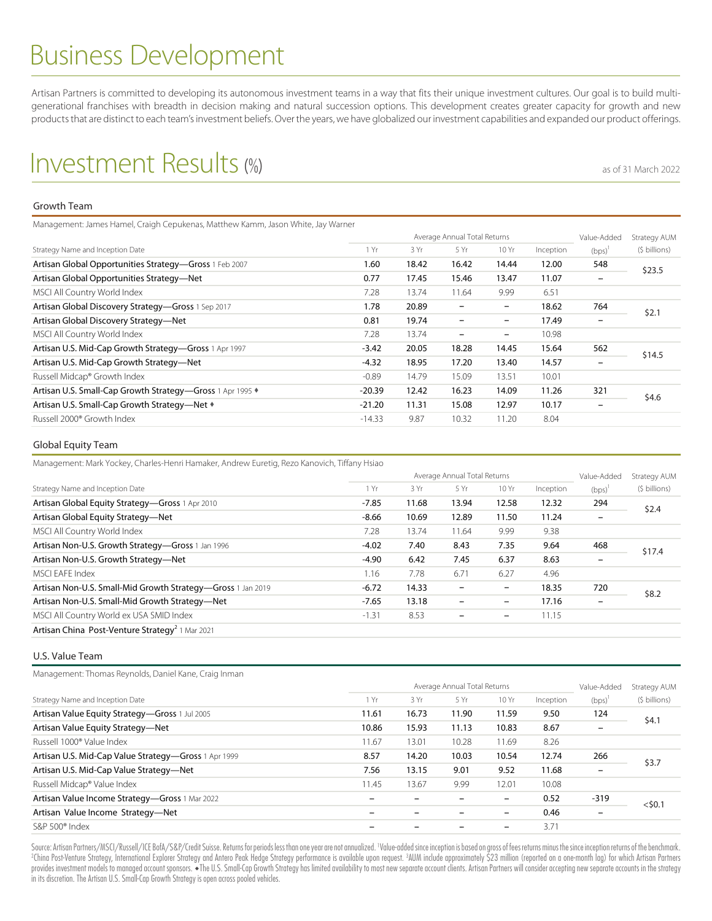# Business Development

Artisan Partners is committed to developing its autonomous investment teams in a way that fits their unique investment cultures. Our goal is to build multi-generational franchises with breadth in decision making and natural succession options. This development creates greater capacity for growth and new products that are distinct to each team's investment beliefs. Over the years, we have globalized our investment capabilities and expanded our product offerings.

# Investment Results (%)

as of 31 March 2022

## Growth Team

Management: James Hamel, Craigh Cepukenas, Matthew Kamm, Jason White, Jay Warner

| Strategy Name and Inception Date | Average Annual Total Returns | | | | | Value-Added | Strategy AUM |
|---|---|---|---|---|---|---|---|
| | 1 Yr | 3 Yr | 5 Yr | 10 Yr | Inception | (bps)[1] | ($ billions) |
| **Artisan Global Opportunities Strategy—Gross** 1 Feb 2007 | **1.60** | **18.42** | **16.42** | **14.44** | **12.00** | **548** | $23.5 |
| **Artisan Global Opportunities Strategy—Net** | **0.77** | **17.45** | **15.46** | **13.47** | **11.07** | – | |
| MSCI All Country World Index | 7.28 | 13.74 | 11.64 | 9.99 | 6.51 | | |
| **Artisan Global Discovery Strategy—Gross** 1 Sep 2017 | **1.78** | **20.89** | – | – | **18.62** | **764** | $2.1 |
| **Artisan Global Discovery Strategy—Net** | **0.81** | **19.74** | – | – | **17.49** | – | |
| MSCI All Country World Index | 7.28 | 13.74 | – | – | 10.98 | | |
| **Artisan U.S. Mid-Cap Growth Strategy—Gross** 1 Apr 1997 | **-3.42** | **20.05** | **18.28** | **14.45** | **15.64** | **562** | $14.5 |
| **Artisan U.S. Mid-Cap Growth Strategy—Net** | **-4.32** | **18.95** | **17.20** | **13.40** | **14.57** | – | |
| Russell Midcap® Growth Index | -0.89 | 14.79 | 15.09 | 13.51 | 10.01 | | |
| **Artisan U.S. Small-Cap Growth Strategy—Gross** 1 Apr 1995 ♦ | **-20.39** | **12.42** | **16.23** | **14.09** | **11.26** | **321** | $4.6 |
| **Artisan U.S. Small-Cap Growth Strategy—Net** ♦ | **-21.20** | **11.31** | **15.08** | **12.97** | **10.17** | – | |
| Russell 2000® Growth Index | -14.33 | 9.87 | 10.32 | 11.20 | 8.04 | | |

## Global Equity Team

Management: Mark Yockey, Charles-Henri Hamaker, Andrew Euretig, Rezo Kanovich, Tiffany Hsiao

| Strategy Name and Inception Date | Average Annual Total Returns | | | | | Value-Added | Strategy AUM |
|---|---|---|---|---|---|---|---|
| | 1 Yr | 3 Yr | 5 Yr | 10 Yr | Inception | (bps)[1] | ($ billions) |
| **Artisan Global Equity Strategy—Gross** 1 Apr 2010 | **-7.85** | **11.68** | **13.94** | **12.58** | **12.32** | **294** | $2.4 |
| **Artisan Global Equity Strategy—Net** | **-8.66** | **10.69** | **12.89** | **11.50** | **11.24** | – | |
| MSCI All Country World Index | 7.28 | 13.74 | 11.64 | 9.99 | 9.38 | | |
| **Artisan Non-U.S. Growth Strategy—Gross** 1 Jan 1996 | **-4.02** | **7.40** | **8.43** | **7.35** | **9.64** | **468** | $17.4 |
| **Artisan Non-U.S. Growth Strategy—Net** | **-4.90** | **6.42** | **7.45** | **6.37** | **8.63** | – | |
| MSCI EAFE Index | 1.16 | 7.78 | 6.71 | 6.27 | 4.96 | | |
| **Artisan Non-U.S. Small-Mid Growth Strategy—Gross** 1 Jan 2019 | **-6.72** | **14.33** | – | – | **18.35** | **720** | $8.2 |
| **Artisan Non-U.S. Small-Mid Growth Strategy—Net** | **-7.65** | **13.18** | – | – | **17.16** | – | |
| MSCI All Country World ex USA SMID Index | -1.31 | 8.53 | – | – | 11.15 | | |
| **Artisan China Post-Venture Strategy**[2] 1 Mar 2021 | | | | | | | |

## U.S. Value Team

Management: Thomas Reynolds, Daniel Kane, Craig Inman

| Strategy Name and Inception Date | Average Annual Total Returns | | | | | Value-Added | Strategy AUM |
|---|---|---|---|---|---|---|---|
| | 1 Yr | 3 Yr | 5 Yr | 10 Yr | Inception | (bps)[1] | ($ billions) |
| **Artisan Value Equity Strategy—Gross** 1 Jul 2005 | **11.61** | **16.73** | **11.90** | **11.59** | **9.50** | **124** | $4.1 |
| **Artisan Value Equity Strategy—Net** | **10.86** | **15.93** | **11.13** | **10.83** | **8.67** | – | |
| Russell 1000® Value Index | 11.67 | 13.01 | 10.28 | 11.69 | 8.26 | | |
| **Artisan U.S. Mid-Cap Value Strategy—Gross** 1 Apr 1999 | **8.57** | **14.20** | **10.03** | **10.54** | **12.74** | **266** | $3.7 |
| **Artisan U.S. Mid-Cap Value Strategy—Net** | **7.56** | **13.15** | **9.01** | **9.52** | **11.68** | – | |
| Russell Midcap® Value Index | 11.45 | 13.67 | 9.99 | 12.01 | 10.08 | | |
| **Artisan Value Income Strategy—Gross** 1 Mar 2022 | – | – | – | – | **0.52** | **-319** | <$0.1 |
| **Artisan Value Income Strategy—Net** | – | – | – | – | **0.46** | – | |
| S&P 500® Index | – | – | – | – | 3.71 | | |

Source: Artisan Partners/MSCI/Russell/ICE BofA/S&P/Credit Suisse. Returns for periods less than one year are not annualized. [1]Value-added since inception is based on gross of fees returns minus the since inception returns of the benchmark. [2]China Post-Venture Strategy, International Explorer Strategy and Antero Peak Hedge Strategy performance is available upon request. [3]AUM include approximately $23 million (reported on a one-month lag) for which Artisan Partners provides investment models to managed account sponsors. ♦The U.S. Small-Cap Growth Strategy has limited availability to most new separate account clients. Artisan Partners will consider accepting new separate accounts in the strategy in its discretion. The Artisan U.S. Small-Cap Growth Strategy is open across pooled vehicles.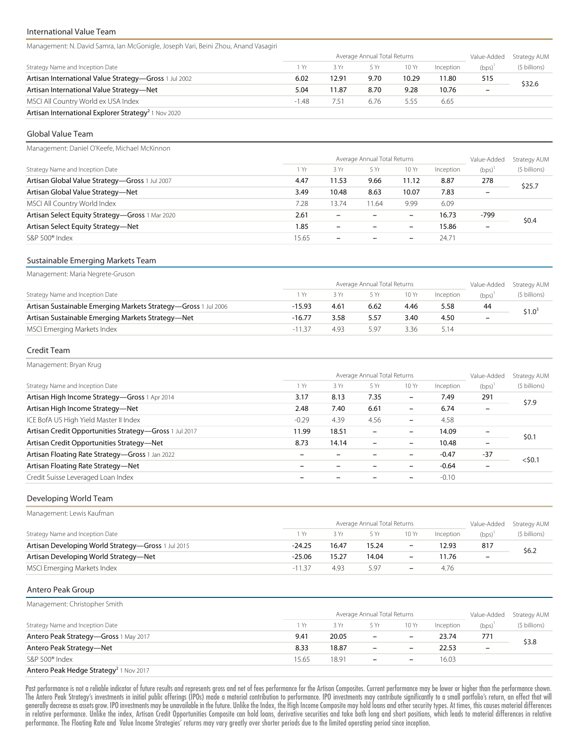## International Value Team

Management: N. David Samra, Ian McGonigle, Joseph Vari, Beini Zhou, Anand Vasagiri

| Strategy Name and Inception Date | Average Annual Total Returns 1 Yr | 3 Yr | 5 Yr | 10 Yr | Inception | Value-Added (bps)[1] | Strategy AUM ($ billions) |
|---|---|---|---|---|---|---|---|
| **Artisan International Value Strategy—Gross** 1 Jul 2002 | **6.02** | **12.91** | **9.70** | **10.29** | **11.80** | **515** | $32.6 |
| **Artisan International Value Strategy—Net** | **5.04** | **11.87** | **8.70** | **9.28** | **10.76** | – | |
| MSCI All Country World ex USA Index | -1.48 | 7.51 | 6.76 | 5.55 | 6.65 | | |
| **Artisan International Explorer Strategy**[2] 1 Nov 2020 | | | | | | | |

## Global Value Team

Management: Daniel O'Keefe, Michael McKinnon

| Strategy Name and Inception Date | Average Annual Total Returns 1 Yr | 3 Yr | 5 Yr | 10 Yr | Inception | Value-Added (bps)[1] | Strategy AUM ($ billions) |
|---|---|---|---|---|---|---|---|
| **Artisan Global Value Strategy—Gross** 1 Jul 2007 | **4.47** | **11.53** | **9.66** | **11.12** | **8.87** | **278** | $25.7 |
| **Artisan Global Value Strategy—Net** | **3.49** | **10.48** | **8.63** | **10.07** | **7.83** | – | |
| MSCI All Country World Index | 7.28 | 13.74 | 11.64 | 9.99 | 6.09 | | |
| **Artisan Select Equity Strategy—Gross** 1 Mar 2020 | **2.61** | – | – | – | **16.73** | **-799** | $0.4 |
| **Artisan Select Equity Strategy—Net** | **1.85** | – | – | – | **15.86** | – | |
| S&P 500® Index | 15.65 | – | – | – | 24.71 | | |

## Sustainable Emerging Markets Team

Management: Maria Negrete-Gruson

| Strategy Name and Inception Date | Average Annual Total Returns 1 Yr | 3 Yr | 5 Yr | 10 Yr | Inception | Value-Added (bps)[1] | Strategy AUM ($ billions) |
|---|---|---|---|---|---|---|---|
| **Artisan Sustainable Emerging Markets Strategy—Gross** 1 Jul 2006 | **-15.93** | **4.61** | **6.62** | **4.46** | **5.58** | **44** | $1.0[3] |
| **Artisan Sustainable Emerging Markets Strategy—Net** | **-16.77** | **3.58** | **5.57** | **3.40** | **4.50** | – | |
| MSCI Emerging Markets Index | -11.37 | 4.93 | 5.97 | 3.36 | 5.14 | | |

## Credit Team

Management: Bryan Krug

| Strategy Name and Inception Date | Average Annual Total Returns 1 Yr | 3 Yr | 5 Yr | 10 Yr | Inception | Value-Added (bps)[1] | Strategy AUM ($ billions) |
|---|---|---|---|---|---|---|---|
| **Artisan High Income Strategy—Gross** 1 Apr 2014 | **3.17** | **8.13** | **7.35** | – | **7.49** | **291** | $7.9 |
| **Artisan High Income Strategy—Net** | **2.48** | **7.40** | **6.61** | – | **6.74** | – | |
| ICE BofA US High Yield Master II Index | -0.29 | 4.39 | 4.56 | – | 4.58 | | |
| **Artisan Credit Opportunities Strategy—Gross** 1 Jul 2017 | **11.99** | **18.51** | – | – | **14.09** | – | $0.1 |
| **Artisan Credit Opportunities Strategy—Net** | **8.73** | **14.14** | – | – | **10.48** | – | |
| **Artisan Floating Rate Strategy—Gross** 1 Jan 2022 | – | – | – | – | **-0.47** | **-37** | <$0.1 |
| **Artisan Floating Rate Strategy—Net** | – | – | – | – | **-0.64** | – | |
| Credit Suisse Leveraged Loan Index | – | – | – | – | -0.10 | | |

## Developing World Team

Management: Lewis Kaufman

| Strategy Name and Inception Date | Average Annual Total Returns 1 Yr | 3 Yr | 5 Yr | 10 Yr | Inception | Value-Added (bps)[1] | Strategy AUM ($ billions) |
|---|---|---|---|---|---|---|---|
| **Artisan Developing World Strategy—Gross** 1 Jul 2015 | **-24.25** | **16.47** | **15.24** | – | **12.93** | **817** | $6.2 |
| **Artisan Developing World Strategy—Net** | **-25.06** | **15.27** | **14.04** | – | **11.76** | – | |
| MSCI Emerging Markets Index | -11.37 | 4.93 | 5.97 | – | 4.76 | | |

## Antero Peak Group

Management: Christopher Smith

| Strategy Name and Inception Date | Average Annual Total Returns 1 Yr | 3 Yr | 5 Yr | 10 Yr | Inception | Value-Added (bps)[1] | Strategy AUM ($ billions) |
|---|---|---|---|---|---|---|---|
| **Antero Peak Strategy—Gross** 1 May 2017 | **9.41** | **20.05** | – | – | **23.74** | **771** | $3.8 |
| **Antero Peak Strategy—Net** | **8.33** | **18.87** | – | – | **22.53** | – | |
| S&P 500® Index | 15.65 | 18.91 | – | – | 16.03 | | |
| **Antero Peak Hedge Strategy**[2] 1 Nov 2017 | | | | | | | |

Past performance is not a reliable indicator of future results and represents gross and net of fees performance for the Artisan Composites. Current performance may be lower or higher than the performance shown. The Antero Peak Strategy's investments in initial public offerings (IPOs) made a material contribution to performance. IPO investments may contribute significantly to a small portfolio's return, an effect that will generally decrease as assets grow. IPO investments may be unavailable in the future. Unlike the Index, the High Income Composite may hold loans and other security types. At times, this causes material differences in relative performance. Unlike the index, Artisan Credit Opportunities Composite can hold loans, derivative securities and take both long and short positions, which leads to material differences in relative performance. The Floating Rate and Value Income Strategies' returns may vary greatly over shorter periods due to the limited operating period since inception.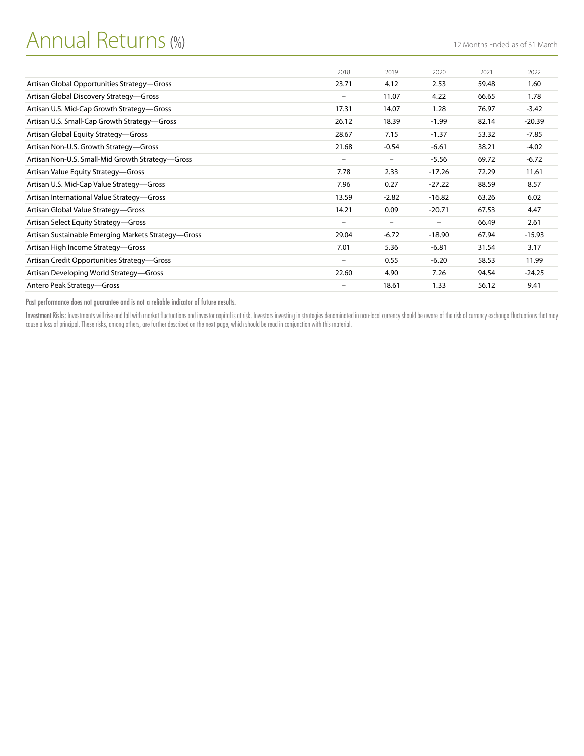# Annual Returns (%)

12 Months Ended as of 31 March

| | 2018 | 2019 | 2020 | 2021 | 2022 |
|---|---|---|---|---|---|
| Artisan Global Opportunities Strategy—Gross | 23.71 | 4.12 | 2.53 | 59.48 | 1.60 |
| Artisan Global Discovery Strategy—Gross | – | 11.07 | 4.22 | 66.65 | 1.78 |
| Artisan U.S. Mid-Cap Growth Strategy—Gross | 17.31 | 14.07 | 1.28 | 76.97 | -3.42 |
| Artisan U.S. Small-Cap Growth Strategy—Gross | 26.12 | 18.39 | -1.99 | 82.14 | -20.39 |
| Artisan Global Equity Strategy—Gross | 28.67 | 7.15 | -1.37 | 53.32 | -7.85 |
| Artisan Non-U.S. Growth Strategy—Gross | 21.68 | -0.54 | -6.61 | 38.21 | -4.02 |
| Artisan Non-U.S. Small-Mid Growth Strategy—Gross | – | – | -5.56 | 69.72 | -6.72 |
| Artisan Value Equity Strategy—Gross | 7.78 | 2.33 | -17.26 | 72.29 | 11.61 |
| Artisan U.S. Mid-Cap Value Strategy—Gross | 7.96 | 0.27 | -27.22 | 88.59 | 8.57 |
| Artisan International Value Strategy—Gross | 13.59 | -2.82 | -16.82 | 63.26 | 6.02 |
| Artisan Global Value Strategy—Gross | 14.21 | 0.09 | -20.71 | 67.53 | 4.47 |
| Artisan Select Equity Strategy—Gross | – | – | – | 66.49 | 2.61 |
| Artisan Sustainable Emerging Markets Strategy—Gross | 29.04 | -6.72 | -18.90 | 67.94 | -15.93 |
| Artisan High Income Strategy—Gross | 7.01 | 5.36 | -6.81 | 31.54 | 3.17 |
| Artisan Credit Opportunities Strategy—Gross | – | 0.55 | -6.20 | 58.53 | 11.99 |
| Artisan Developing World Strategy—Gross | 22.60 | 4.90 | 7.26 | 94.54 | -24.25 |
| Antero Peak Strategy—Gross | – | 18.61 | 1.33 | 56.12 | 9.41 |

Past performance does not guarantee and is not a reliable indicator of future results.

**Investment Risks:** Investments will rise and fall with market fluctuations and investor capital is at risk. Investors investing in strategies denominated in non-local currency should be aware of the risk of currency exchange fluctuations that may cause a loss of principal. These risks, among others, are further described on the next page, which should be read in conjunction with this material.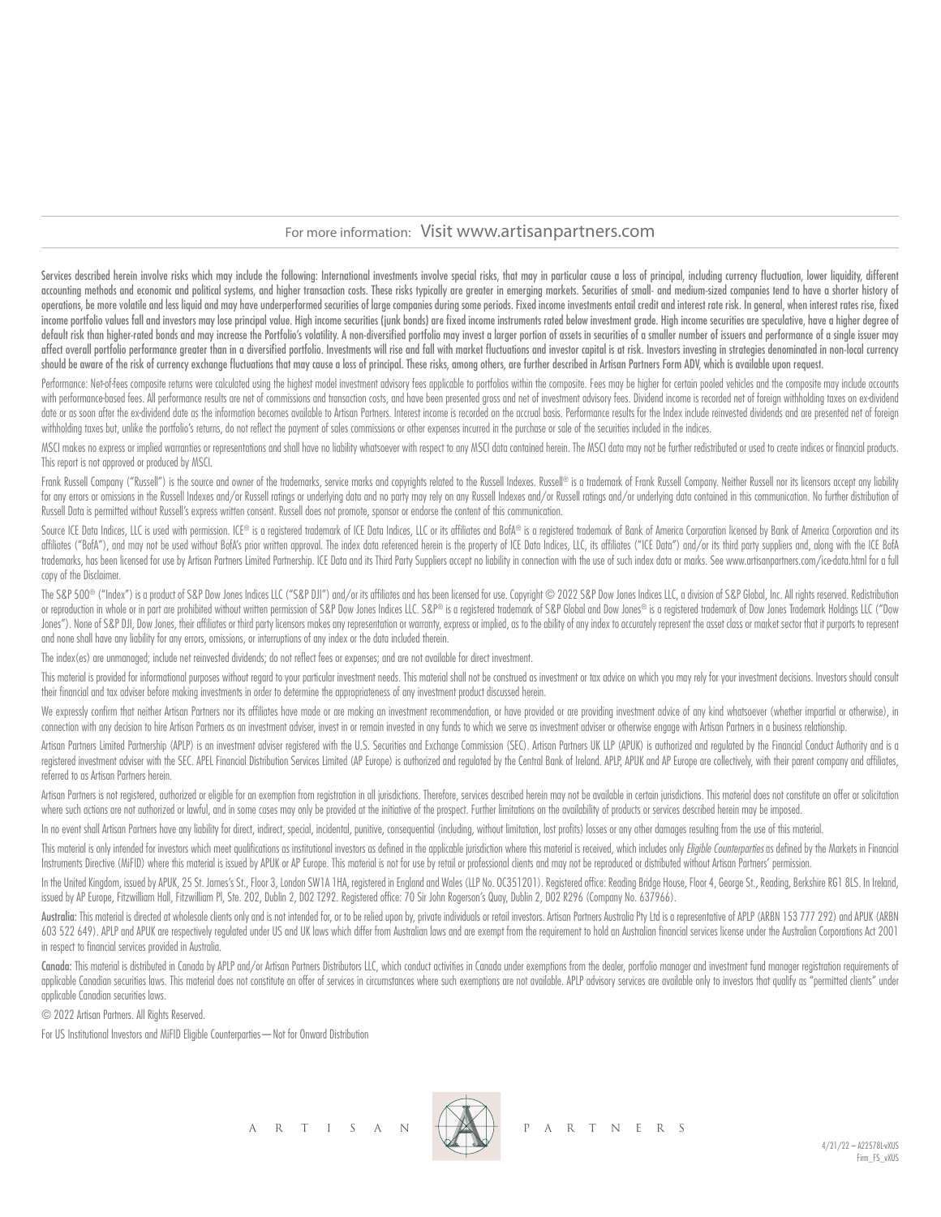For more information: Visit www.artisanpartners.com

Services described herein involve risks which may include the following: International investments involve special risks, that may in particular cause a loss of principal, including currency fluctuation, lower liquidity, different accounting methods and economic and political systems, and higher transaction costs. These risks typically are greater in emerging markets. Securities of small- and medium-sized companies tend to have a shorter history of operations, be more volatile and less liquid and may have underperformed securities of large companies during some periods. Fixed income investments entail credit and interest rate risk. In general, when interest rates rise, fixed income portfolio values fall and investors may lose principal value. High income securities (junk bonds) are fixed income instruments rated below investment grade. High income securities are speculative, have a higher degree of default risk than higher-rated bonds and may increase the Portfolio's volatility. A non-diversified portfolio may invest a larger portion of assets in securities of a smaller number of issuers and performance of a single issuer may affect overall portfolio performance greater than in a diversified portfolio. Investments will rise and fall with market fluctuations and investor capital is at risk. Investors investing in strategies denominated in non-local currency should be aware of the risk of currency exchange fluctuations that may cause a loss of principal. These risks, among others, are further described in Artisan Partners Form ADV, which is available upon request.

Performance: Net-of-fees composite returns were calculated using the highest model investment advisory fees applicable to portfolios within the composite. Fees may be higher for certain pooled vehicles and the composite may include accounts with performance-based fees. All performance results are net of commissions and transaction costs, and have been presented gross and net of investment advisory fees. Dividend income is recorded net of foreign withholding taxes on ex-dividend date or as soon after the ex-dividend date as the information becomes available to Artisan Partners. Interest income is recorded on the accrual basis. Performance results for the Index include reinvested dividends and are presented net of foreign withholding taxes but, unlike the portfolio's returns, do not reflect the payment of sales commissions or other expenses incurred in the purchase or sale of the securities included in the indices.

MSCI makes no express or implied warranties or representations and shall have no liability whatsoever with respect to any MSCI data contained herein. The MSCI data may not be further redistributed or used to create indices or financial products. This report is not approved or produced by MSCI.

Frank Russell Company ("Russell") is the source and owner of the trademarks, service marks and copyrights related to the Russell Indexes. Russell® is a trademark of Frank Russell Company. Neither Russell nor its licensors accept any liability for any errors or omissions in the Russell Indexes and/or Russell ratings or underlying data and no party may rely on any Russell Indexes and/or Russell ratings and/or underlying data contained in this communication. No further distribution of Russell Data is permitted without Russell's express written consent. Russell does not promote, sponsor or endorse the content of this communication.

Source ICE Data Indices, LLC is used with permission. ICE® is a registered trademark of ICE Data Indices, LLC or its affiliates and BofA® is a registered trademark of Bank of America Corporation licensed by Bank of America Corporation and its affiliates ("BofA"), and may not be used without BofA's prior written approval. The index data referenced herein is the property of ICE Data Indices, LLC, its affiliates ("ICE Data") and/or its third party suppliers and, along with the ICE BofA trademarks, has been licensed for use by Artisan Partners Limited Partnership. ICE Data and its Third Party Suppliers accept no liability in connection with the use of such index data or marks. See www.artisanpartners.com/ice-data.html for a full copy of the Disclaimer.

The S&P 500® ("Index") is a product of S&P Dow Jones Indices LLC ("S&P DJI") and/or its affiliates and has been licensed for use. Copyright © 2022 S&P Dow Jones Indices LLC, a division of S&P Global, Inc. All rights reserved. Redistribution or reproduction in whole or in part are prohibited without written permission of S&P Dow Jones Indices LLC. S&P® is a registered trademark of S&P Global and Dow Jones® is a registered trademark of Dow Jones Trademark Holdings LLC ("Dow Jones"). None of S&P DJI, Dow Jones, their affiliates or third party licensors makes any representation or warranty, express or implied, as to the ability of any index to accurately represent the asset class or market sector that it purports to represent and none shall have any liability for any errors, omissions, or interruptions of any index or the data included therein.

The index(es) are unmanaged; include net reinvested dividends; do not reflect fees or expenses; and are not available for direct investment.

This material is provided for informational purposes without regard to your particular investment needs. This material shall not be construed as investment or tax advice on which you may rely for your investment decisions. Investors should consult their financial and tax adviser before making investments in order to determine the appropriateness of any investment product discussed herein.

We expressly confirm that neither Artisan Partners nor its affiliates have made or are making an investment recommendation, or have provided or are providing investment advice of any kind whatsoever (whether impartial or otherwise), in connection with any decision to hire Artisan Partners as an investment adviser, invest in or remain invested in any funds to which we serve as investment adviser or otherwise engage with Artisan Partners in a business relationship.

Artisan Partners Limited Partnership (APLP) is an investment adviser registered with the U.S. Securities and Exchange Commission (SEC). Artisan Partners UK LLP (APUK) is authorized and regulated by the Financial Conduct Authority and is a registered investment adviser with the SEC. APEL Financial Distribution Services Limited (AP Europe) is authorized and regulated by the Central Bank of Ireland. APLP, APUK and AP Europe are collectively, with their parent company and affiliates, referred to as Artisan Partners herein.

Artisan Partners is not registered, authorized or eligible for an exemption from registration in all jurisdictions. Therefore, services described herein may not be available in certain jurisdictions. This material does not constitute an offer or solicitation where such actions are not authorized or lawful, and in some cases may only be provided at the initiative of the prospect. Further limitations on the availability of products or services described herein may be imposed.

In no event shall Artisan Partners have any liability for direct, indirect, special, incidental, punitive, consequential (including, without limitation, lost profits) losses or any other damages resulting from the use of this material.

This material is only intended for investors which meet qualifications as institutional investors as defined in the applicable jurisdiction where this material is received, which includes only *Eligible Counterparties* as defined by the Markets in Financial Instruments Directive (MiFID) where this material is issued by APUK or AP Europe. This material is not for use by retail or professional clients and may not be reproduced or distributed without Artisan Partners' permission.

In the United Kingdom, issued by APUK, 25 St. James's St., Floor 3, London SW1A 1HA, registered in England and Wales (LLP No. OC351201). Registered office: Reading Bridge House, Floor 4, George St., Reading, Berkshire RG1 8LS. In Ireland, issued by AP Europe, Fitzwilliam Hall, Fitzwilliam Pl, Ste. 202, Dublin 2, D02 T292. Registered office: 70 Sir John Rogerson's Quay, Dublin 2, D02 R296 (Company No. 637966).

**Australia:** This material is directed at wholesale clients only and is not intended for, or to be relied upon by, private individuals or retail investors. Artisan Partners Australia Pty Ltd is a representative of APLP (ARBN 153 777 292) and APUK (ARBN 603 522 649). APLP and APUK are respectively regulated under US and UK laws which differ from Australian laws and are exempt from the requirement to hold an Australian financial services license under the Australian Corporations Act 2001 in respect to financial services provided in Australia.

**Canada:** This material is distributed in Canada by APLP and/or Artisan Partners Distributors LLC, which conduct activities in Canada under exemptions from the dealer, portfolio manager and investment fund manager registration requirements of applicable Canadian securities laws. This material does not constitute an offer of services in circumstances where such exemptions are not available. APLP advisory services are available only to investors that qualify as "permitted clients" under applicable Canadian securities laws.

© 2022 Artisan Partners. All Rights Reserved.

For US Institutional Investors and MiFID Eligible Counterparties—Not for Onward Distribution

A R T I S A N P A R T N E R S

4/21/22 – A22578L-vXUS
Firm_FS_vXUS